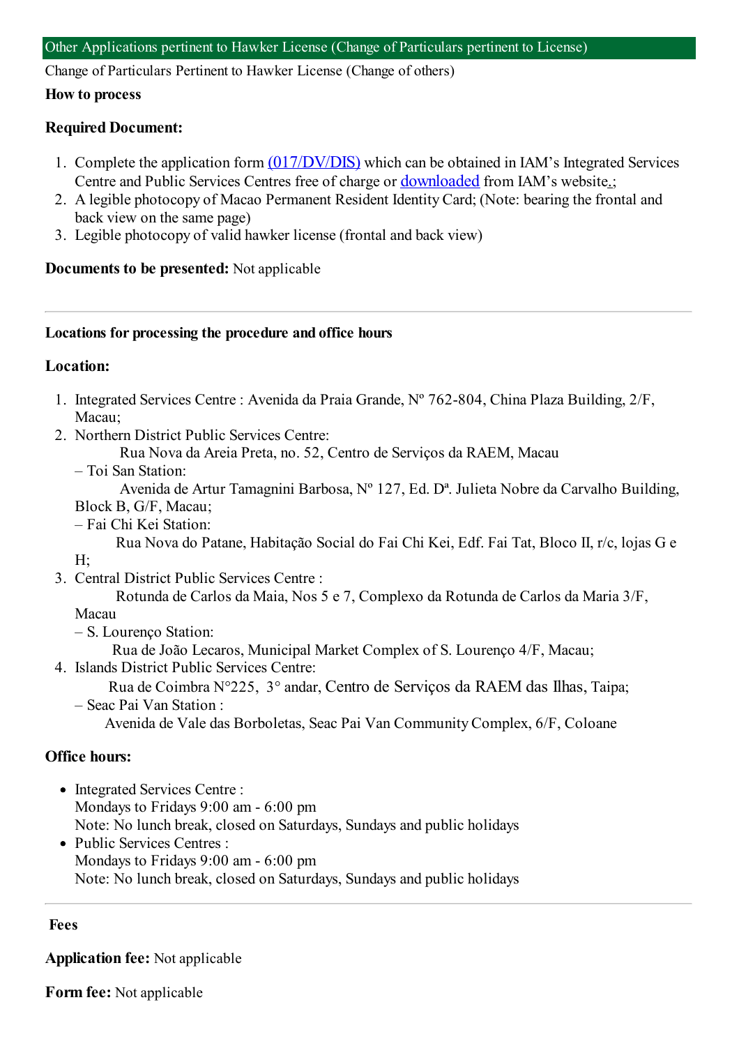## Other Applications pertinent to Hawker License (Change of Particulars pertinent to License)

Change of Particulars Pertinent to Hawker License (Change of others)

**How to process**

**Required Document:**

1. Complete the application form (017/DV/DIS) which can be obtained in IAM's Integrated Services Centre and Public Services Centres free of charge or downloaded from IAM's website.;
2. A legible photocopy of Macao Permanent Resident Identity Card; (Note: bearing the frontal and back view on the same page)
3. Legible photocopy of valid hawker license (frontal and back view)

**Documents to be presented:** Not applicable

---

**Locations for processing the procedure and office hours**

**Location:**

1. Integrated Services Centre : Avenida da Praia Grande, Nº 762-804, China Plaza Building, 2/F, Macau;
2. Northern District Public Services Centre:
   Rua Nova da Areia Preta, no. 52, Centro de Serviços da RAEM, Macau
   – Toi San Station:
   Avenida de Artur Tamagnini Barbosa, Nº 127, Ed. Dª. Julieta Nobre da Carvalho Building, Block B, G/F, Macau;
   – Fai Chi Kei Station:
   Rua Nova do Patane, Habitação Social do Fai Chi Kei, Edf. Fai Tat, Bloco II, r/c, lojas G e H;
3. Central District Public Services Centre :
   Rotunda de Carlos da Maia, Nos 5 e 7, Complexo da Rotunda de Carlos da Maria 3/F, Macau
   – S. Lourenço Station:
   Rua de João Lecaros, Municipal Market Complex of S. Lourenço 4/F, Macau;
4. Islands District Public Services Centre:
   Rua de Coimbra N°225, 3° andar, Centro de Serviços da RAEM das Ilhas, Taipa;
   – Seac Pai Van Station :
   Avenida de Vale das Borboletas, Seac Pai Van Community Complex, 6/F, Coloane

**Office hours:**

- Integrated Services Centre :
  Mondays to Fridays 9:00 am - 6:00 pm
  Note: No lunch break, closed on Saturdays, Sundays and public holidays
- Public Services Centres :
  Mondays to Fridays 9:00 am - 6:00 pm
  Note: No lunch break, closed on Saturdays, Sundays and public holidays

---

**Fees**

**Application fee:** Not applicable

**Form fee:** Not applicable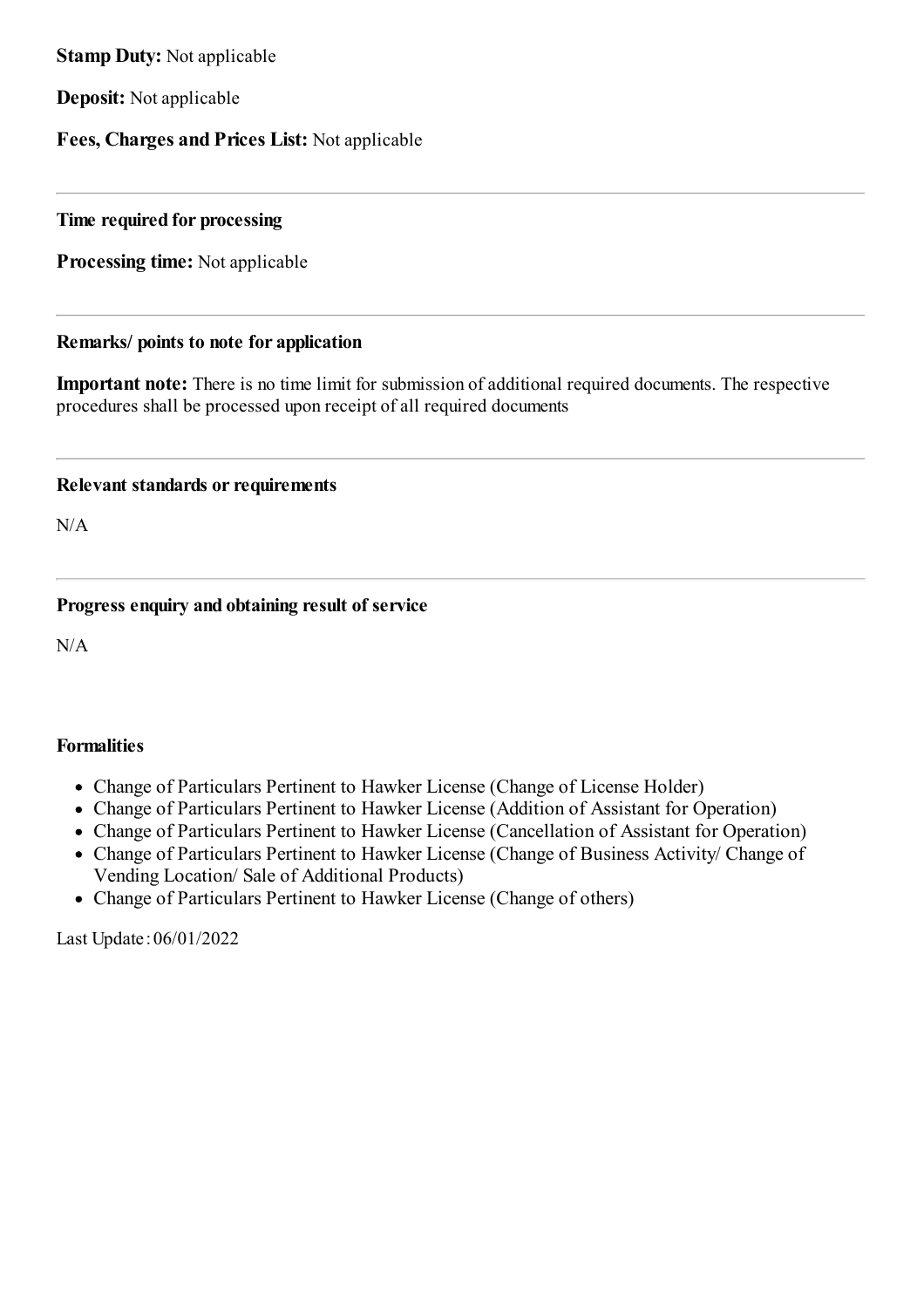**Stamp Duty:** Not applicable

**Deposit:** Not applicable

**Fees, Charges and Prices List:** Not applicable

---

**Time required for processing**

**Processing time:** Not applicable

---

**Remarks/ points to note for application**

**Important note:** There is no time limit for submission of additional required documents. The respective procedures shall be processed upon receipt of all required documents

---

**Relevant standards or requirements**

N/A

---

**Progress enquiry and obtaining result of service**

N/A

**Formalities**

- Change of Particulars Pertinent to Hawker License (Change of License Holder)
- Change of Particulars Pertinent to Hawker License (Addition of Assistant for Operation)
- Change of Particulars Pertinent to Hawker License (Cancellation of Assistant for Operation)
- Change of Particulars Pertinent to Hawker License (Change of Business Activity/ Change of Vending Location/ Sale of Additional Products)
- Change of Particulars Pertinent to Hawker License (Change of others)

Last Update: 06/01/2022